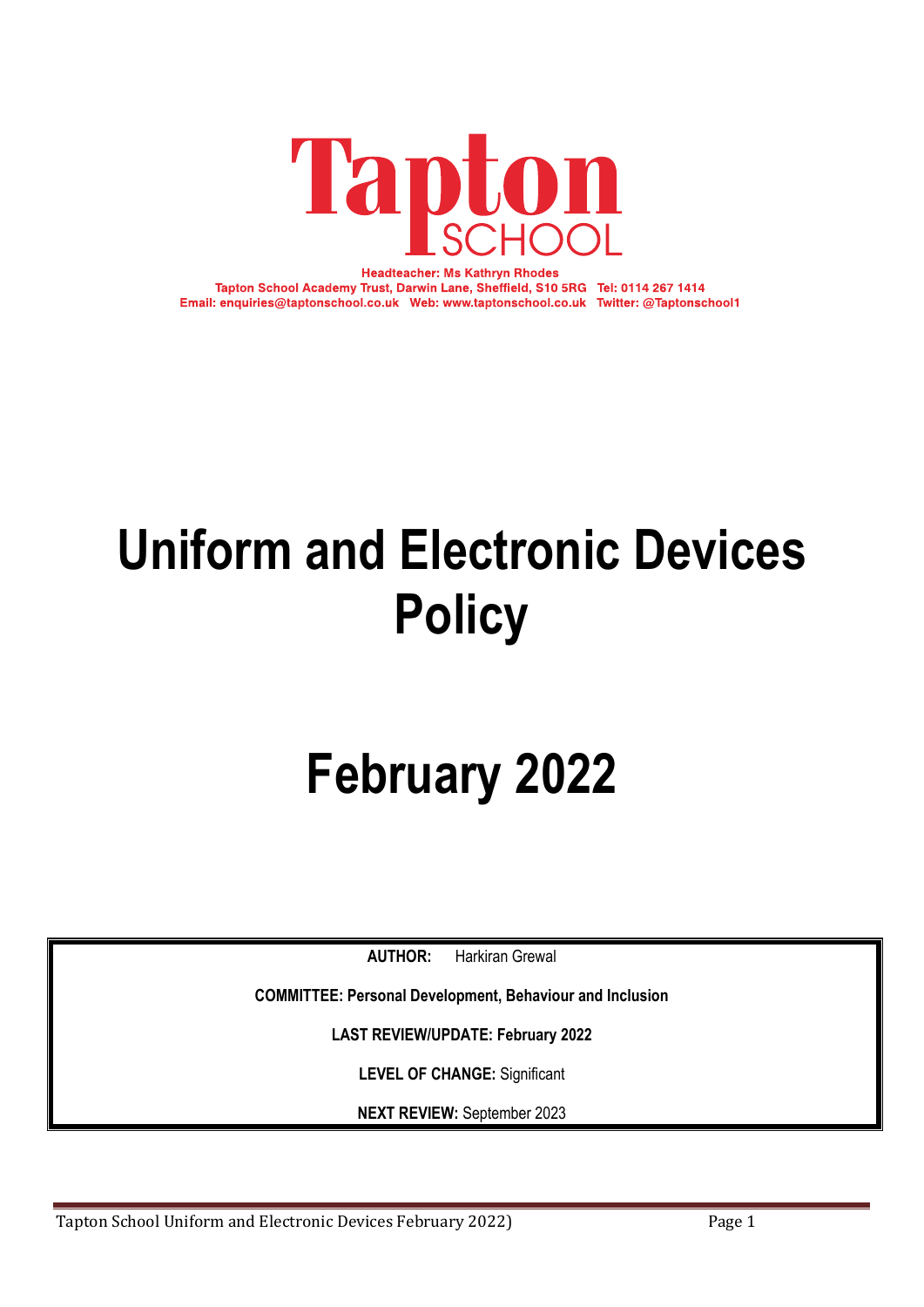# Tapton SCHOOL

**Headteacher: Ms Kathryn Rhodes**
**Tapton School Academy Trust, Darwin Lane, Sheffield, S10 5RG Tel: 0114 267 1414**
**Email: enquiries@taptonschool.co.uk Web: www.taptonschool.co.uk Twitter: @Taptonschool1**

# Uniform and Electronic Devices Policy

# February 2022

**AUTHOR:** Harkiran Grewal

**COMMITTEE: Personal Development, Behaviour and Inclusion**

**LAST REVIEW/UPDATE: February 2022**

**LEVEL OF CHANGE:** Significant

**NEXT REVIEW:** September 2023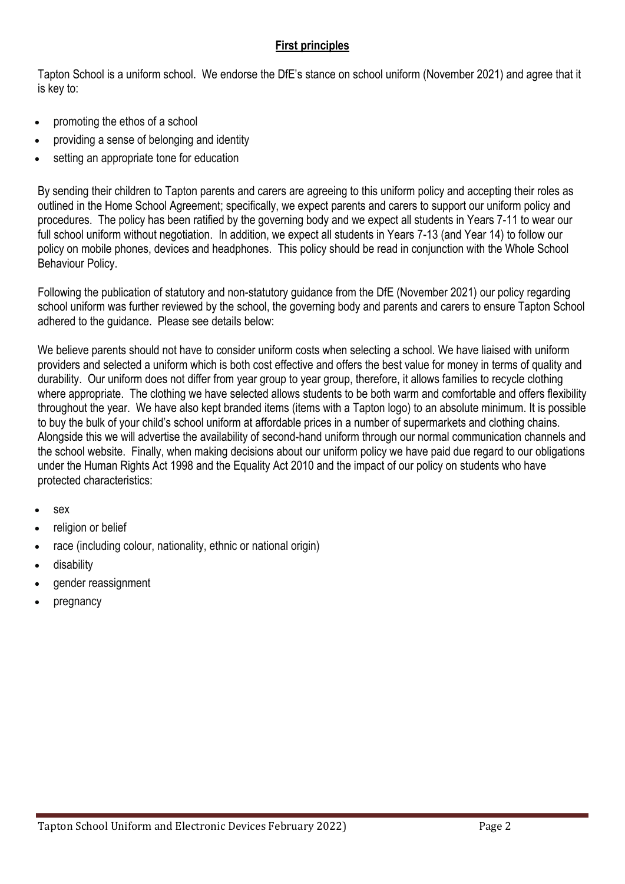## **First principles**

Tapton School is a uniform school. We endorse the DfE's stance on school uniform (November 2021) and agree that it is key to:

- promoting the ethos of a school
- providing a sense of belonging and identity
- setting an appropriate tone for education

By sending their children to Tapton parents and carers are agreeing to this uniform policy and accepting their roles as outlined in the Home School Agreement; specifically, we expect parents and carers to support our uniform policy and procedures. The policy has been ratified by the governing body and we expect all students in Years 7-11 to wear our full school uniform without negotiation. In addition, we expect all students in Years 7-13 (and Year 14) to follow our policy on mobile phones, devices and headphones. This policy should be read in conjunction with the Whole School Behaviour Policy.

Following the publication of statutory and non-statutory guidance from the DfE (November 2021) our policy regarding school uniform was further reviewed by the school, the governing body and parents and carers to ensure Tapton School adhered to the guidance. Please see details below:

We believe parents should not have to consider uniform costs when selecting a school. We have liaised with uniform providers and selected a uniform which is both cost effective and offers the best value for money in terms of quality and durability. Our uniform does not differ from year group to year group, therefore, it allows families to recycle clothing where appropriate. The clothing we have selected allows students to be both warm and comfortable and offers flexibility throughout the year. We have also kept branded items (items with a Tapton logo) to an absolute minimum. It is possible to buy the bulk of your child's school uniform at affordable prices in a number of supermarkets and clothing chains. Alongside this we will advertise the availability of second-hand uniform through our normal communication channels and the school website. Finally, when making decisions about our uniform policy we have paid due regard to our obligations under the Human Rights Act 1998 and the Equality Act 2010 and the impact of our policy on students who have protected characteristics:

- sex
- religion or belief
- race (including colour, nationality, ethnic or national origin)
- disability
- gender reassignment
- pregnancy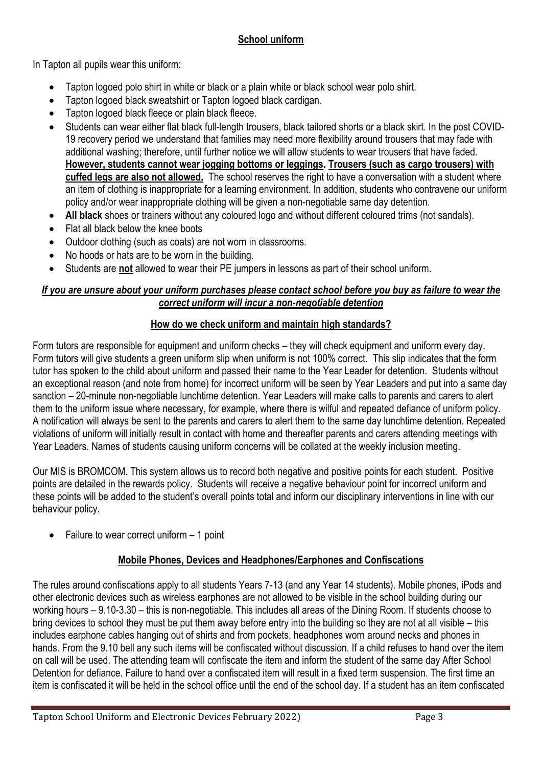## **School uniform**

In Tapton all pupils wear this uniform:

- Tapton logoed polo shirt in white or black or a plain white or black school wear polo shirt.
- Tapton logoed black sweatshirt or Tapton logoed black cardigan.
- Tapton logoed black fleece or plain black fleece.
- Students can wear either flat black full-length trousers, black tailored shorts or a black skirt. In the post COVID-19 recovery period we understand that families may need more flexibility around trousers that may fade with additional washing; therefore, until further notice we will allow students to wear trousers that have faded. **However, students cannot wear jogging bottoms or leggings. Trousers (such as cargo trousers) with cuffed legs are also not allowed.** The school reserves the right to have a conversation with a student where an item of clothing is inappropriate for a learning environment. In addition, students who contravene our uniform policy and/or wear inappropriate clothing will be given a non-negotiable same day detention.
- **All black** shoes or trainers without any coloured logo and without different coloured trims (not sandals).
- Flat all black below the knee boots
- Outdoor clothing (such as coats) are not worn in classrooms.
- No hoods or hats are to be worn in the building.
- Students are **not** allowed to wear their PE jumpers in lessons as part of their school uniform.

***If you are unsure about your uniform purchases please contact school before you buy as failure to wear the correct uniform will incur a non-negotiable detention***

### **How do we check uniform and maintain high standards?**

Form tutors are responsible for equipment and uniform checks – they will check equipment and uniform every day. Form tutors will give students a green uniform slip when uniform is not 100% correct. This slip indicates that the form tutor has spoken to the child about uniform and passed their name to the Year Leader for detention. Students without an exceptional reason (and note from home) for incorrect uniform will be seen by Year Leaders and put into a same day sanction – 20-minute non-negotiable lunchtime detention. Year Leaders will make calls to parents and carers to alert them to the uniform issue where necessary, for example, where there is wilful and repeated defiance of uniform policy. A notification will always be sent to the parents and carers to alert them to the same day lunchtime detention. Repeated violations of uniform will initially result in contact with home and thereafter parents and carers attending meetings with Year Leaders. Names of students causing uniform concerns will be collated at the weekly inclusion meeting.

Our MIS is BROMCOM. This system allows us to record both negative and positive points for each student. Positive points are detailed in the rewards policy. Students will receive a negative behaviour point for incorrect uniform and these points will be added to the student's overall points total and inform our disciplinary interventions in line with our behaviour policy.

- Failure to wear correct uniform – 1 point

## **Mobile Phones, Devices and Headphones/Earphones and Confiscations**

The rules around confiscations apply to all students Years 7-13 (and any Year 14 students). Mobile phones, iPods and other electronic devices such as wireless earphones are not allowed to be visible in the school building during our working hours – 9.10-3.30 – this is non-negotiable. This includes all areas of the Dining Room. If students choose to bring devices to school they must be put them away before entry into the building so they are not at all visible – this includes earphone cables hanging out of shirts and from pockets, headphones worn around necks and phones in hands. From the 9.10 bell any such items will be confiscated without discussion. If a child refuses to hand over the item on call will be used. The attending team will confiscate the item and inform the student of the same day After School Detention for defiance. Failure to hand over a confiscated item will result in a fixed term suspension. The first time an item is confiscated it will be held in the school office until the end of the school day. If a student has an item confiscated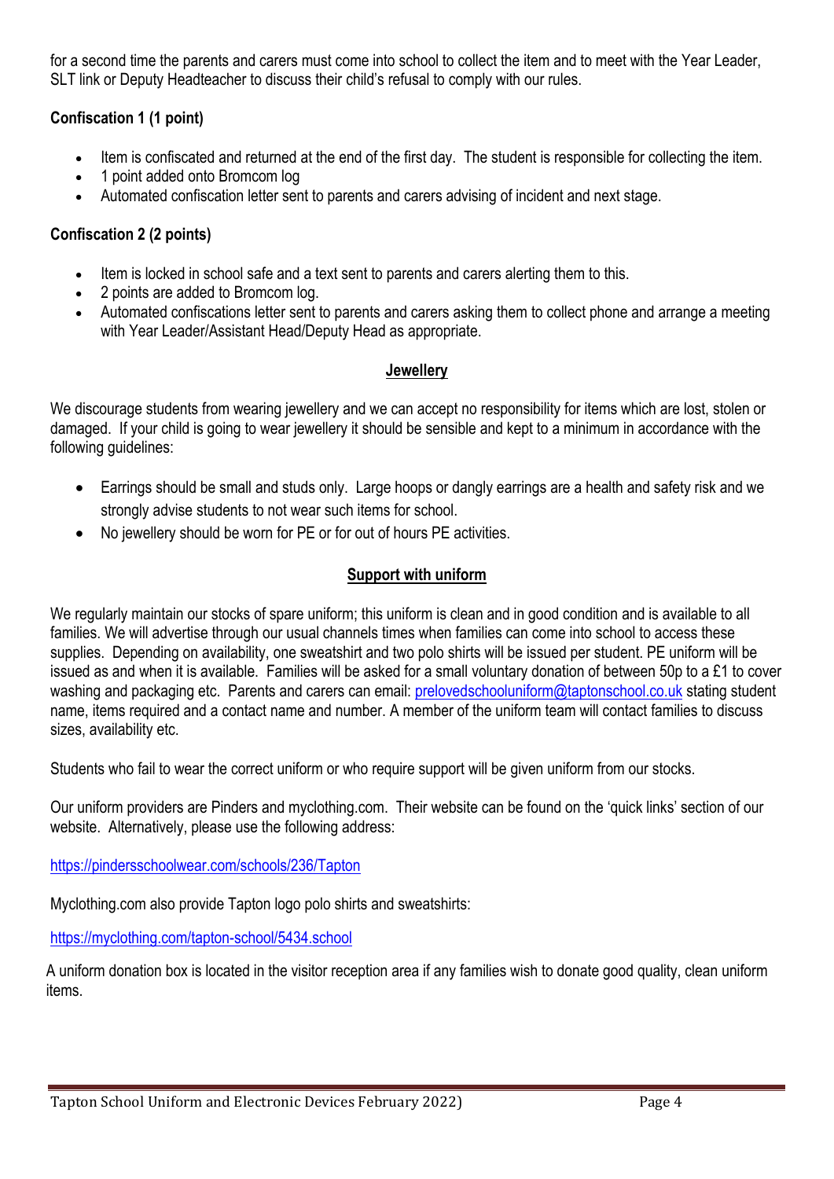for a second time the parents and carers must come into school to collect the item and to meet with the Year Leader, SLT link or Deputy Headteacher to discuss their child's refusal to comply with our rules.

**Confiscation 1 (1 point)**

- Item is confiscated and returned at the end of the first day. The student is responsible for collecting the item.
- 1 point added onto Bromcom log
- Automated confiscation letter sent to parents and carers advising of incident and next stage.

**Confiscation 2 (2 points)**

- Item is locked in school safe and a text sent to parents and carers alerting them to this.
- 2 points are added to Bromcom log.
- Automated confiscations letter sent to parents and carers asking them to collect phone and arrange a meeting with Year Leader/Assistant Head/Deputy Head as appropriate.

## Jewellery

We discourage students from wearing jewellery and we can accept no responsibility for items which are lost, stolen or damaged. If your child is going to wear jewellery it should be sensible and kept to a minimum in accordance with the following guidelines:

- Earrings should be small and studs only. Large hoops or dangly earrings are a health and safety risk and we strongly advise students to not wear such items for school.
- No jewellery should be worn for PE or for out of hours PE activities.

## Support with uniform

We regularly maintain our stocks of spare uniform; this uniform is clean and in good condition and is available to all families. We will advertise through our usual channels times when families can come into school to access these supplies. Depending on availability, one sweatshirt and two polo shirts will be issued per student. PE uniform will be issued as and when it is available. Families will be asked for a small voluntary donation of between 50p to a £1 to cover washing and packaging etc. Parents and carers can email: prelovedschooluniform@taptonschool.co.uk stating student name, items required and a contact name and number. A member of the uniform team will contact families to discuss sizes, availability etc.

Students who fail to wear the correct uniform or who require support will be given uniform from our stocks.

Our uniform providers are Pinders and myclothing.com. Their website can be found on the 'quick links' section of our website. Alternatively, please use the following address:

https://pindersschoolwear.com/schools/236/Tapton

Myclothing.com also provide Tapton logo polo shirts and sweatshirts:

https://myclothing.com/tapton-school/5434.school

A uniform donation box is located in the visitor reception area if any families wish to donate good quality, clean uniform items.